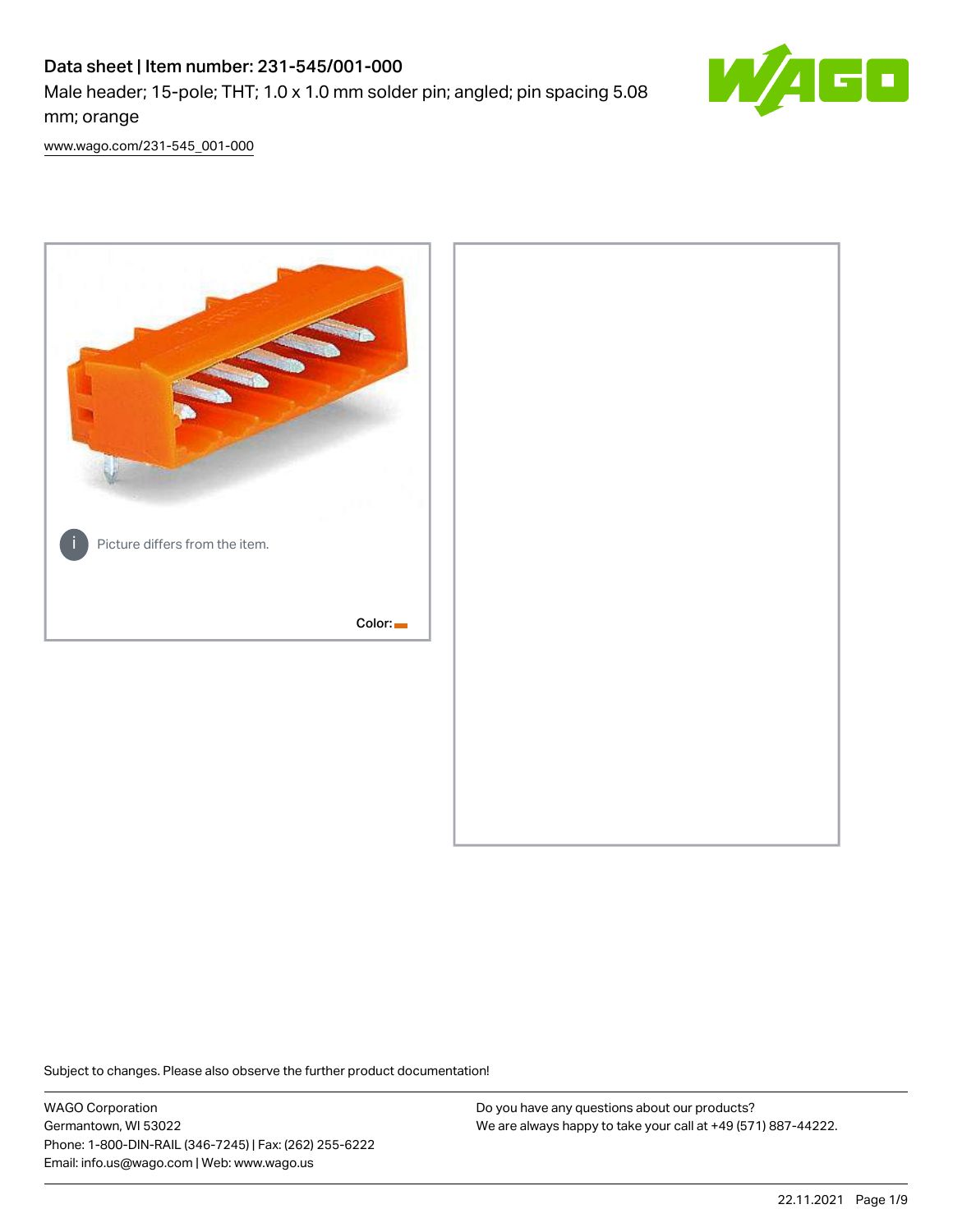# Data sheet | Item number: 231-545/001-000

Male header; 15-pole; THT; 1.0 x 1.0 mm solder pin; angled; pin spacing 5.08 mm; orange

www.wago.com/231-545_001-000

Picture differs from the item.

Color:

Subject to changes. Please also observe the further product documentation!

WAGO Corporation
Germantown, WI 53022
Phone: 1-800-DIN-RAIL (346-7245) | Fax: (262) 255-6222
Email: info.us@wago.com | Web: www.wago.us

Do you have any questions about our products?
We are always happy to take your call at +49 (571) 887-44222.

22.11.2021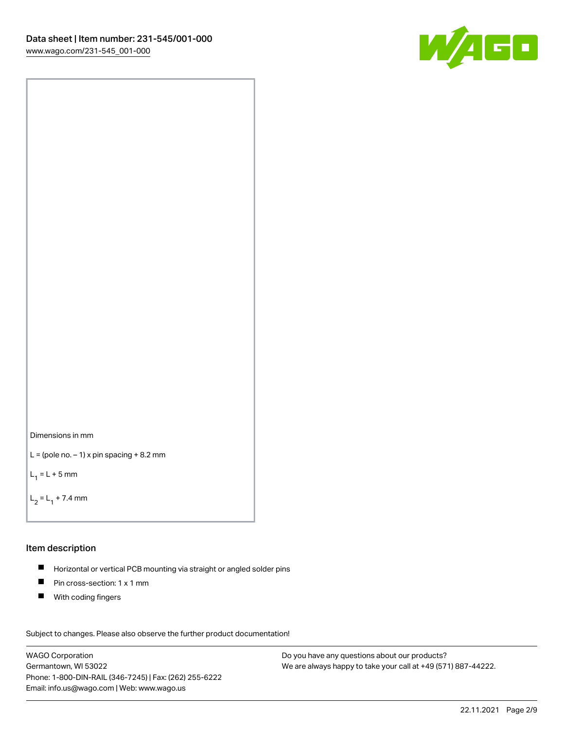Dimensions in mm

L = (pole no. – 1) x pin spacing + 8.2 mm

$L_1$ = L + 5 mm

$L_2$ = $L_1$ + 7.4 mm

## Item description

- Horizontal or vertical PCB mounting via straight or angled solder pins
- Pin cross-section: 1 x 1 mm
- With coding fingers

Subject to changes. Please also observe the further product documentation!

WAGO Corporation
Germantown, WI 53022
Phone: 1-800-DIN-RAIL (346-7245) | Fax: (262) 255-6222
Email: info.us@wago.com | Web: www.wago.us

Do you have any questions about our products?
We are always happy to take your call at +49 (571) 887-44222.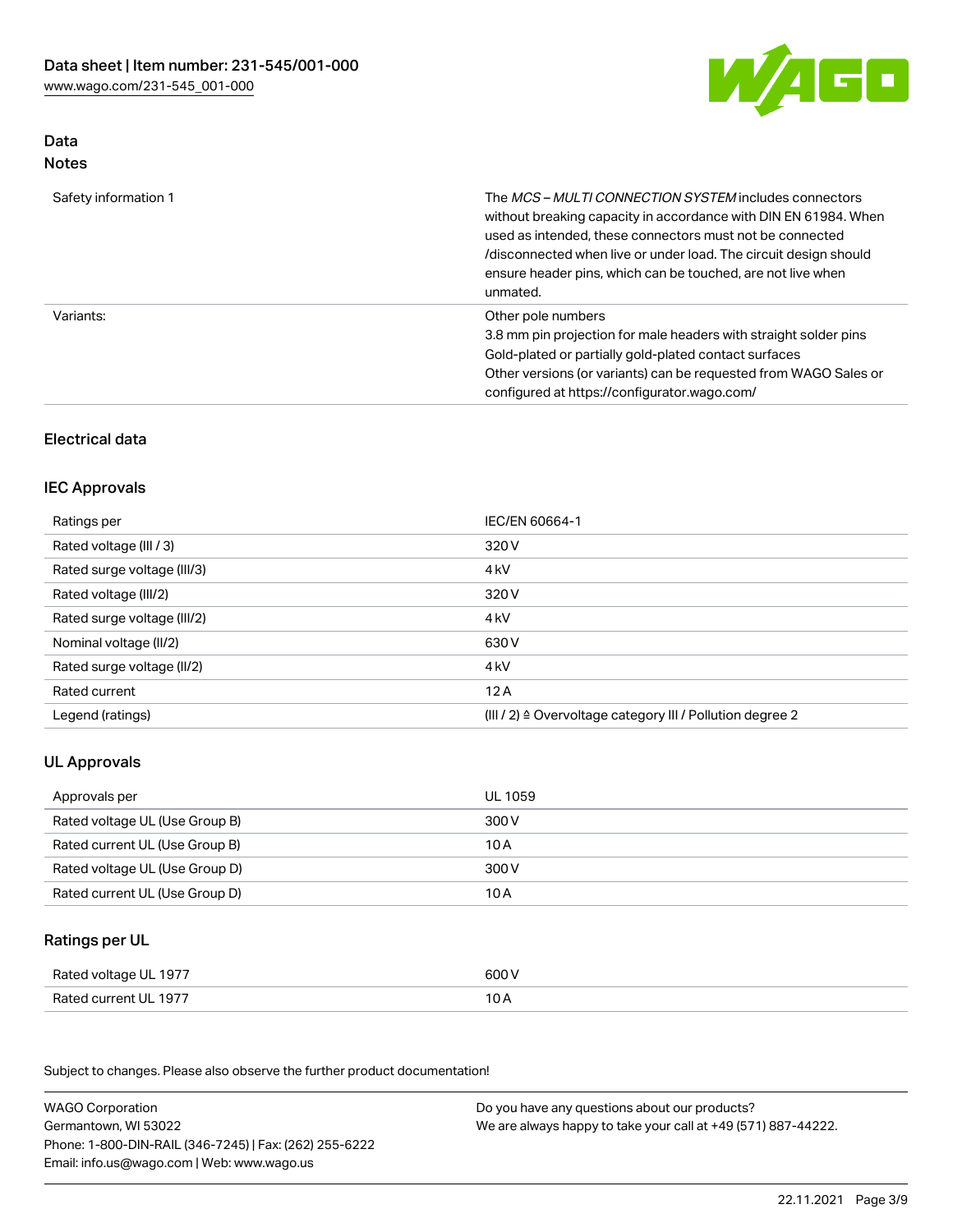## Data
### Notes

| | |
|---|---|
| Safety information 1 | The *MCS – MULTI CONNECTION SYSTEM* includes connectors without breaking capacity in accordance with DIN EN 61984. When used as intended, these connectors must not be connected /disconnected when live or under load. The circuit design should ensure header pins, which can be touched, are not live when unmated. |
| Variants: | Other pole numbers<br>3.8 mm pin projection for male headers with straight solder pins<br>Gold-plated or partially gold-plated contact surfaces<br>Other versions (or variants) can be requested from WAGO Sales or configured at https://configurator.wago.com/ |

## Electrical data

### IEC Approvals

| | |
|---|---|
| Ratings per | IEC/EN 60664-1 |
| Rated voltage (III / 3) | 320 V |
| Rated surge voltage (III/3) | 4 kV |
| Rated voltage (III/2) | 320 V |
| Rated surge voltage (III/2) | 4 kV |
| Nominal voltage (II/2) | 630 V |
| Rated surge voltage (II/2) | 4 kV |
| Rated current | 12 A |
| Legend (ratings) | (III / 2) ≙ Overvoltage category III / Pollution degree 2 |

### UL Approvals

| | |
|---|---|
| Approvals per | UL 1059 |
| Rated voltage UL (Use Group B) | 300 V |
| Rated current UL (Use Group B) | 10 A |
| Rated voltage UL (Use Group D) | 300 V |
| Rated current UL (Use Group D) | 10 A |

### Ratings per UL

| | |
|---|---|
| Rated voltage UL 1977 | 600 V |
| Rated current UL 1977 | 10 A |

Subject to changes. Please also observe the further product documentation!

WAGO Corporation
Germantown, WI 53022
Phone: 1-800-DIN-RAIL (346-7245) | Fax: (262) 255-6222
Email: info.us@wago.com | Web: www.wago.us

Do you have any questions about our products?
We are always happy to take your call at +49 (571) 887-44222.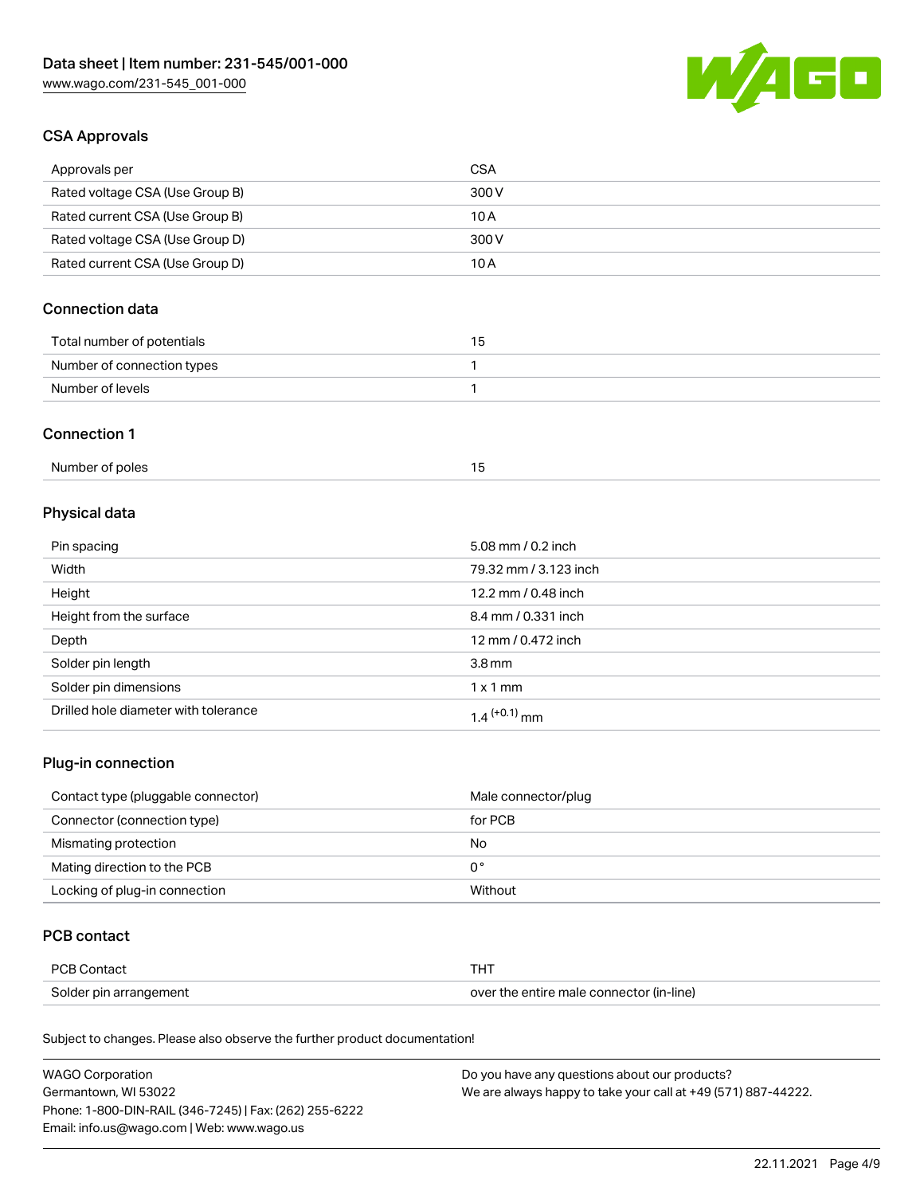## CSA Approvals

| | |
|---|---|
| Approvals per | CSA |
| Rated voltage CSA (Use Group B) | 300 V |
| Rated current CSA (Use Group B) | 10 A |
| Rated voltage CSA (Use Group D) | 300 V |
| Rated current CSA (Use Group D) | 10 A |

## Connection data

| | |
|---|---|
| Total number of potentials | 15 |
| Number of connection types | 1 |
| Number of levels | 1 |

## Connection 1

| | |
|---|---|
| Number of poles | 15 |

## Physical data

| | |
|---|---|
| Pin spacing | 5.08 mm / 0.2 inch |
| Width | 79.32 mm / 3.123 inch |
| Height | 12.2 mm / 0.48 inch |
| Height from the surface | 8.4 mm / 0.331 inch |
| Depth | 12 mm / 0.472 inch |
| Solder pin length | 3.8 mm |
| Solder pin dimensions | 1 x 1 mm |
| Drilled hole diameter with tolerance | $1.4^{(+0.1)}$ mm |

## Plug-in connection

| | |
|---|---|
| Contact type (pluggable connector) | Male connector/plug |
| Connector (connection type) | for PCB |
| Mismating protection | No |
| Mating direction to the PCB | 0 ° |
| Locking of plug-in connection | Without |

## PCB contact

| | |
|---|---|
| PCB Contact | THT |
| Solder pin arrangement | over the entire male connector (in-line) |

Subject to changes. Please also observe the further product documentation!

WAGO Corporation
Germantown, WI 53022
Phone: 1-800-DIN-RAIL (346-7245) | Fax: (262) 255-6222
Email: info.us@wago.com | Web: www.wago.us

Do you have any questions about our products?
We are always happy to take your call at +49 (571) 887-44222.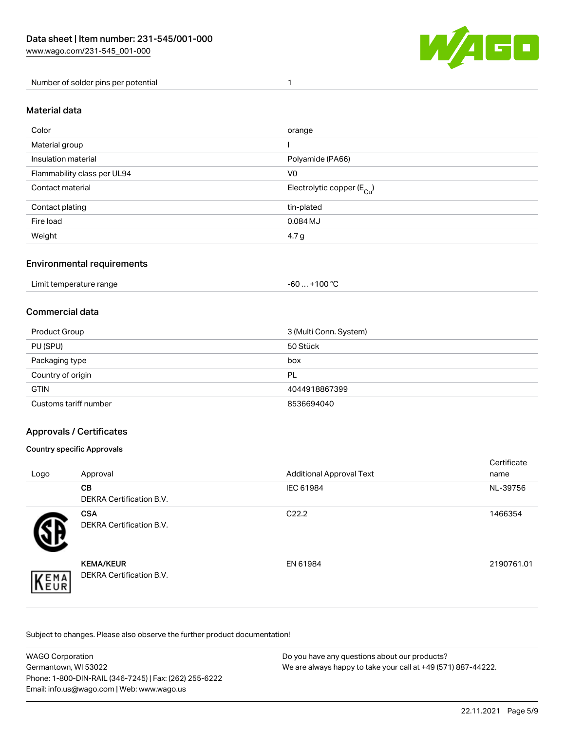| Number of solder pins per potential | 1 |
|---|---|

## Material data

| Color | orange |
|---|---|
| Material group | I |
| Insulation material | Polyamide (PA66) |
| Flammability class per UL94 | V0 |
| Contact material | Electrolytic copper ($E_{Cu}$) |
| Contact plating | tin-plated |
| Fire load | 0.084 MJ |
| Weight | 4.7 g |

## Environmental requirements

| Limit temperature range | -60 … +100 °C |
|---|---|

## Commercial data

| Product Group | 3 (Multi Conn. System) |
|---|---|
| PU (SPU) | 50 Stück |
| Packaging type | box |
| Country of origin | PL |
| GTIN | 4044918867399 |
| Customs tariff number | 8536694040 |

## Approvals / Certificates

### Country specific Approvals

| Logo | Approval | Additional Approval Text | Certificate name |
|---|---|---|---|
| | **CB**<br>DEKRA Certification B.V. | IEC 61984 | NL-39756 |
| | **CSA**<br>DEKRA Certification B.V. | C22.2 | 1466354 |
| | **KEMA/KEUR**<br>DEKRA Certification B.V. | EN 61984 | 2190761.01 |

Subject to changes. Please also observe the further product documentation!

WAGO Corporation
Germantown, WI 53022
Phone: 1-800-DIN-RAIL (346-7245) | Fax: (262) 255-6222
Email: info.us@wago.com | Web: www.wago.us

Do you have any questions about our products?
We are always happy to take your call at +49 (571) 887-44222.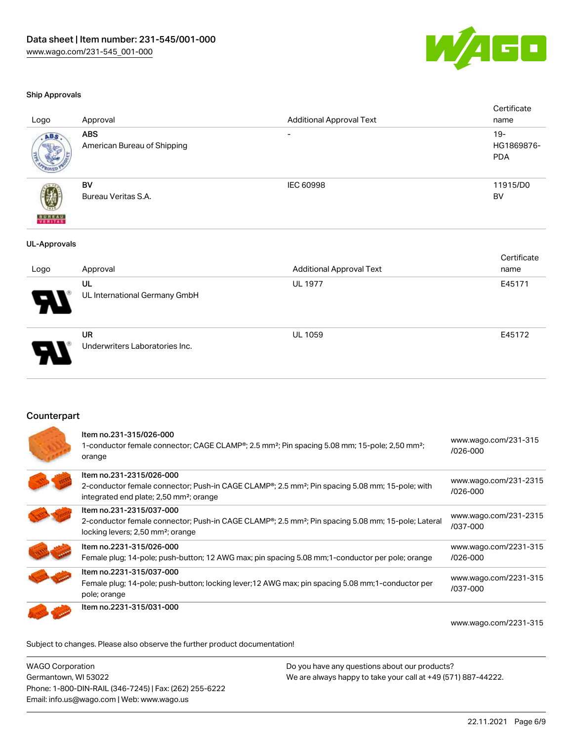### Ship Approvals

| Logo | Approval | Additional Approval Text | Certificate name |
| --- | --- | --- | --- |
| | **ABS**<br>American Bureau of Shipping | - | 19-HG1869876-PDA |
| | **BV**<br>Bureau Veritas S.A. | IEC 60998 | 11915/D0 BV |

### UL-Approvals

| Logo | Approval | Additional Approval Text | Certificate name |
| --- | --- | --- | --- |
| | **UL**<br>UL International Germany GmbH | UL 1977 | E45171 |
| | **UR**<br>Underwriters Laboratories Inc. | UL 1059 | E45172 |

## Counterpart

| | | |
| --- | --- | --- |
| | **Item no.231-315/026-000**<br>1-conductor female connector; CAGE CLAMP®; 2.5 mm²; Pin spacing 5.08 mm; 15-pole; 2,50 mm²; orange | www.wago.com/231-315/026-000 |
| | **Item no.231-2315/026-000**<br>2-conductor female connector; Push-in CAGE CLAMP®; 2.5 mm²; Pin spacing 5.08 mm; 15-pole; with integrated end plate; 2,50 mm²; orange | www.wago.com/231-2315/026-000 |
| | **Item no.231-2315/037-000**<br>2-conductor female connector; Push-in CAGE CLAMP®; 2.5 mm²; Pin spacing 5.08 mm; 15-pole; Lateral locking levers; 2,50 mm²; orange | www.wago.com/231-2315/037-000 |
| | **Item no.2231-315/026-000**<br>Female plug; 14-pole; push-button; 12 AWG max; pin spacing 5.08 mm;1-conductor per pole; orange | www.wago.com/2231-315/026-000 |
| | **Item no.2231-315/037-000**<br>Female plug; 14-pole; push-button; locking lever;12 AWG max; pin spacing 5.08 mm;1-conductor per pole; orange | www.wago.com/2231-315/037-000 |
| | **Item no.2231-315/031-000** | www.wago.com/2231-315 |

Subject to changes. Please also observe the further product documentation!

WAGO Corporation
Germantown, WI 53022
Phone: 1-800-DIN-RAIL (346-7245) | Fax: (262) 255-6222
Email: info.us@wago.com | Web: www.wago.us

Do you have any questions about our products?
We are always happy to take your call at +49 (571) 887-44222.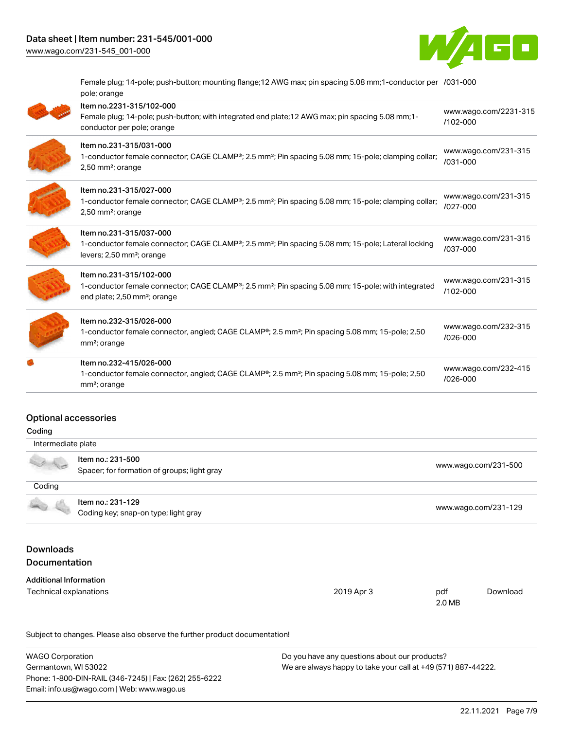| | | |
|---|---|---|
| | Female plug; 14-pole; push-button; mounting flange;12 AWG max; pin spacing 5.08 mm;1-conductor per pole; orange | /031-000 |
| | Item no.2231-315/102-000<br>Female plug; 14-pole; push-button; with integrated end plate;12 AWG max; pin spacing 5.08 mm;1-conductor per pole; orange | www.wago.com/2231-315/102-000 |
| | Item no.231-315/031-000<br>1-conductor female connector; CAGE CLAMP®; 2.5 mm²; Pin spacing 5.08 mm; 15-pole; clamping collar; 2,50 mm²; orange | www.wago.com/231-315/031-000 |
| | Item no.231-315/027-000<br>1-conductor female connector; CAGE CLAMP®; 2.5 mm²; Pin spacing 5.08 mm; 15-pole; clamping collar; 2,50 mm²; orange | www.wago.com/231-315/027-000 |
| | Item no.231-315/037-000<br>1-conductor female connector; CAGE CLAMP®; 2.5 mm²; Pin spacing 5.08 mm; 15-pole; Lateral locking levers; 2,50 mm²; orange | www.wago.com/231-315/037-000 |
| | Item no.231-315/102-000<br>1-conductor female connector; CAGE CLAMP®; 2.5 mm²; Pin spacing 5.08 mm; 15-pole; with integrated end plate; 2,50 mm²; orange | www.wago.com/231-315/102-000 |
| | Item no.232-315/026-000<br>1-conductor female connector, angled; CAGE CLAMP®; 2.5 mm²; Pin spacing 5.08 mm; 15-pole; 2,50 mm²; orange | www.wago.com/232-315/026-000 |
| | Item no.232-415/026-000<br>1-conductor female connector, angled; CAGE CLAMP®; 2.5 mm²; Pin spacing 5.08 mm; 15-pole; 2,50 mm²; orange | www.wago.com/232-415/026-000 |

## Optional accessories

### Coding

| | | |
|---|---|---|
| Intermediate plate | | |
| | Item no.: 231-500<br>Spacer; for formation of groups; light gray | www.wago.com/231-500 |
| Coding | | |
| | Item no.: 231-129<br>Coding key; snap-on type; light gray | www.wago.com/231-129 |

## Downloads

## Documentation

### Additional Information

| | | | |
|---|---|---|---|
| Technical explanations | 2019 Apr 3 | pdf<br>2.0 MB | Download |

Subject to changes. Please also observe the further product documentation!

WAGO Corporation
Germantown, WI 53022
Phone: 1-800-DIN-RAIL (346-7245) | Fax: (262) 255-6222
Email: info.us@wago.com | Web: www.wago.us

Do you have any questions about our products?
We are always happy to take your call at +49 (571) 887-44222.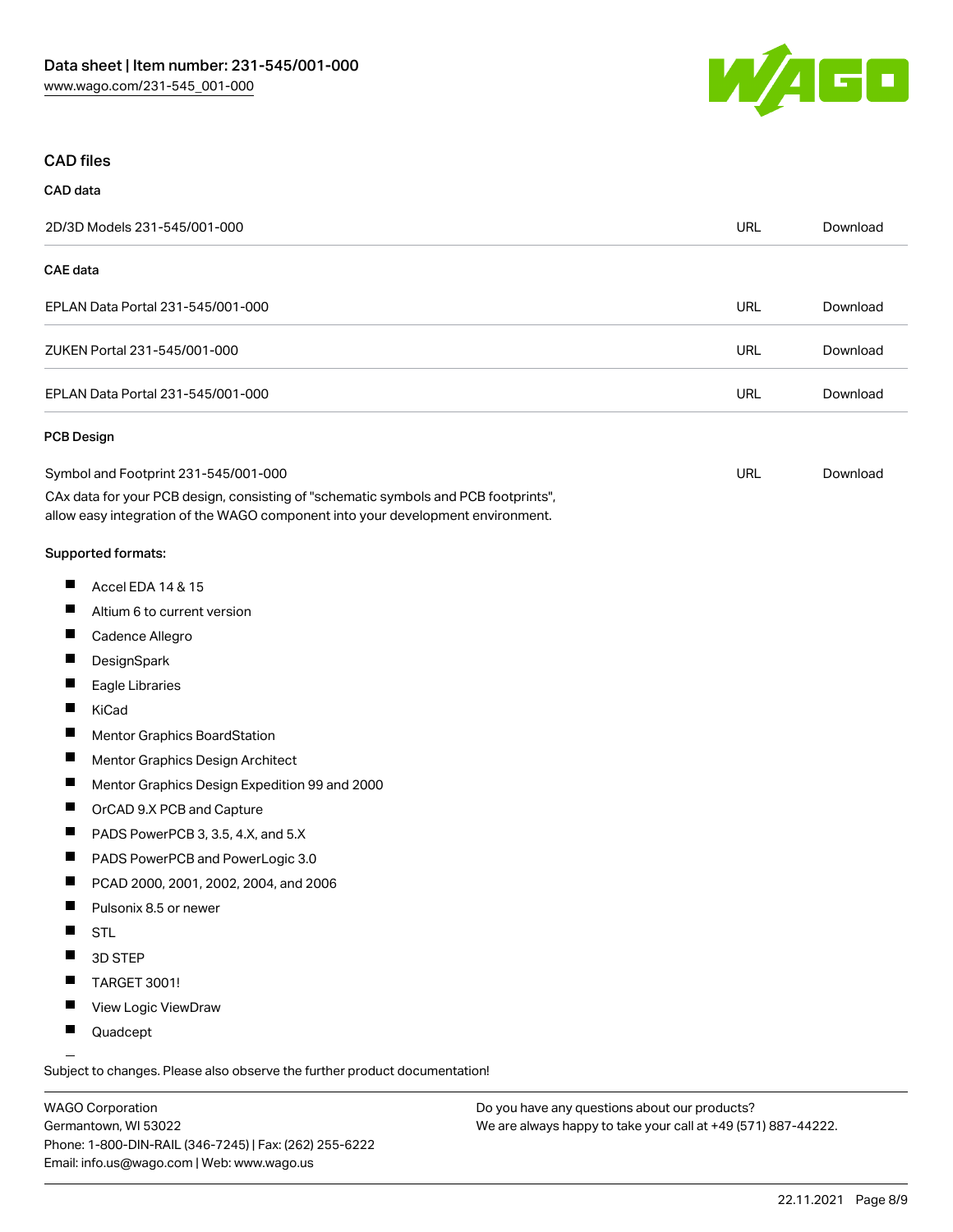## CAD files

### CAD data

| | | |
|---|---|---|
| 2D/3D Models 231-545/001-000 | URL | Download |

### CAE data

| | | |
|---|---|---|
| EPLAN Data Portal 231-545/001-000 | URL | Download |
| ZUKEN Portal 231-545/001-000 | URL | Download |
| EPLAN Data Portal 231-545/001-000 | URL | Download |

### PCB Design

| | | |
|---|---|---|
| Symbol and Footprint 231-545/001-000 | URL | Download |

CAx data for your PCB design, consisting of "schematic symbols and PCB footprints", allow easy integration of the WAGO component into your development environment.

Supported formats:

- Accel EDA 14 & 15
- Altium 6 to current version
- Cadence Allegro
- DesignSpark
- Eagle Libraries
- KiCad
- Mentor Graphics BoardStation
- Mentor Graphics Design Architect
- Mentor Graphics Design Expedition 99 and 2000
- OrCAD 9.X PCB and Capture
- PADS PowerPCB 3, 3.5, 4.X, and 5.X
- PADS PowerPCB and PowerLogic 3.0
- PCAD 2000, 2001, 2002, 2004, and 2006
- Pulsonix 8.5 or newer
- STL
- 3D STEP
- TARGET 3001!
- View Logic ViewDraw
- Quadcept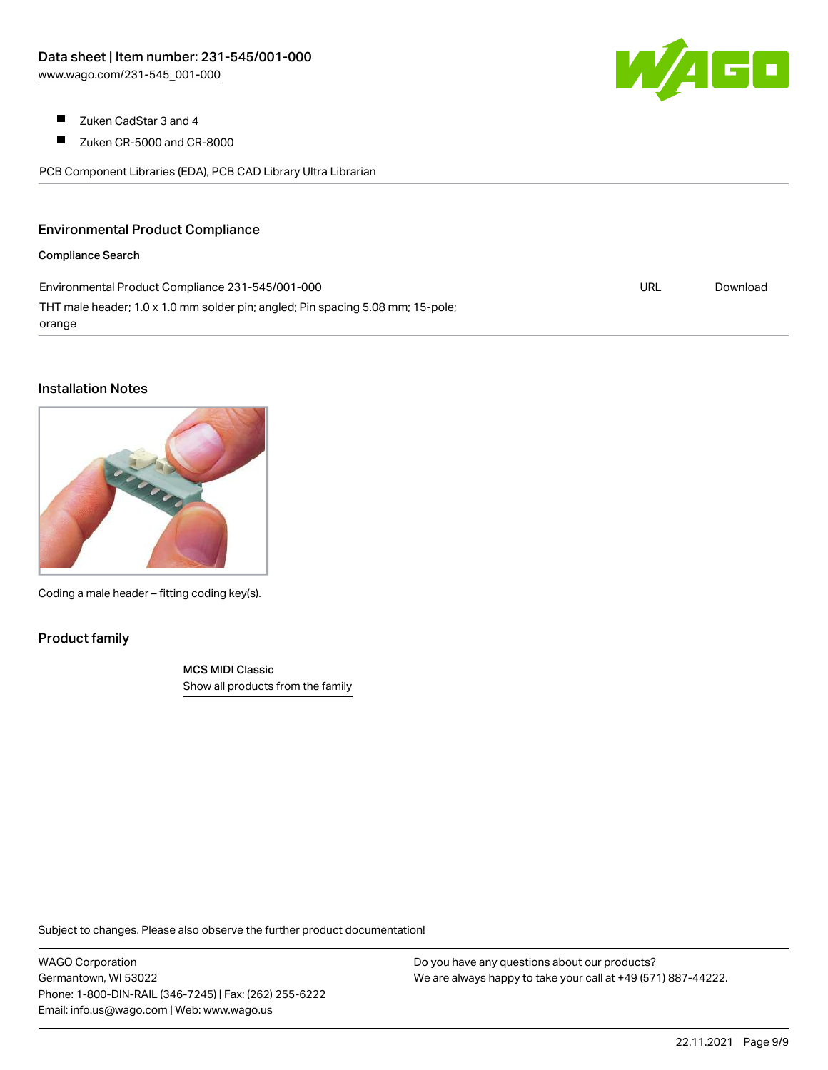- Zuken CadStar 3 and 4
- Zuken CR-5000 and CR-8000

PCB Component Libraries (EDA), PCB CAD Library Ultra Librarian

## Environmental Product Compliance

### Compliance Search

| | | |
|---|---|---|
| Environmental Product Compliance 231-545/001-000<br>THT male header; 1.0 x 1.0 mm solder pin; angled; Pin spacing 5.08 mm; 15-pole; orange | URL | Download |

## Installation Notes

Coding a male header – fitting coding key(s).

## Product family

MCS MIDI Classic
Show all products from the family

Subject to changes. Please also observe the further product documentation!

WAGO Corporation
Germantown, WI 53022
Phone: 1-800-DIN-RAIL (346-7245) | Fax: (262) 255-6222
Email: info.us@wago.com | Web: www.wago.us

Do you have any questions about our products?
We are always happy to take your call at +49 (571) 887-44222.

22.11.2021